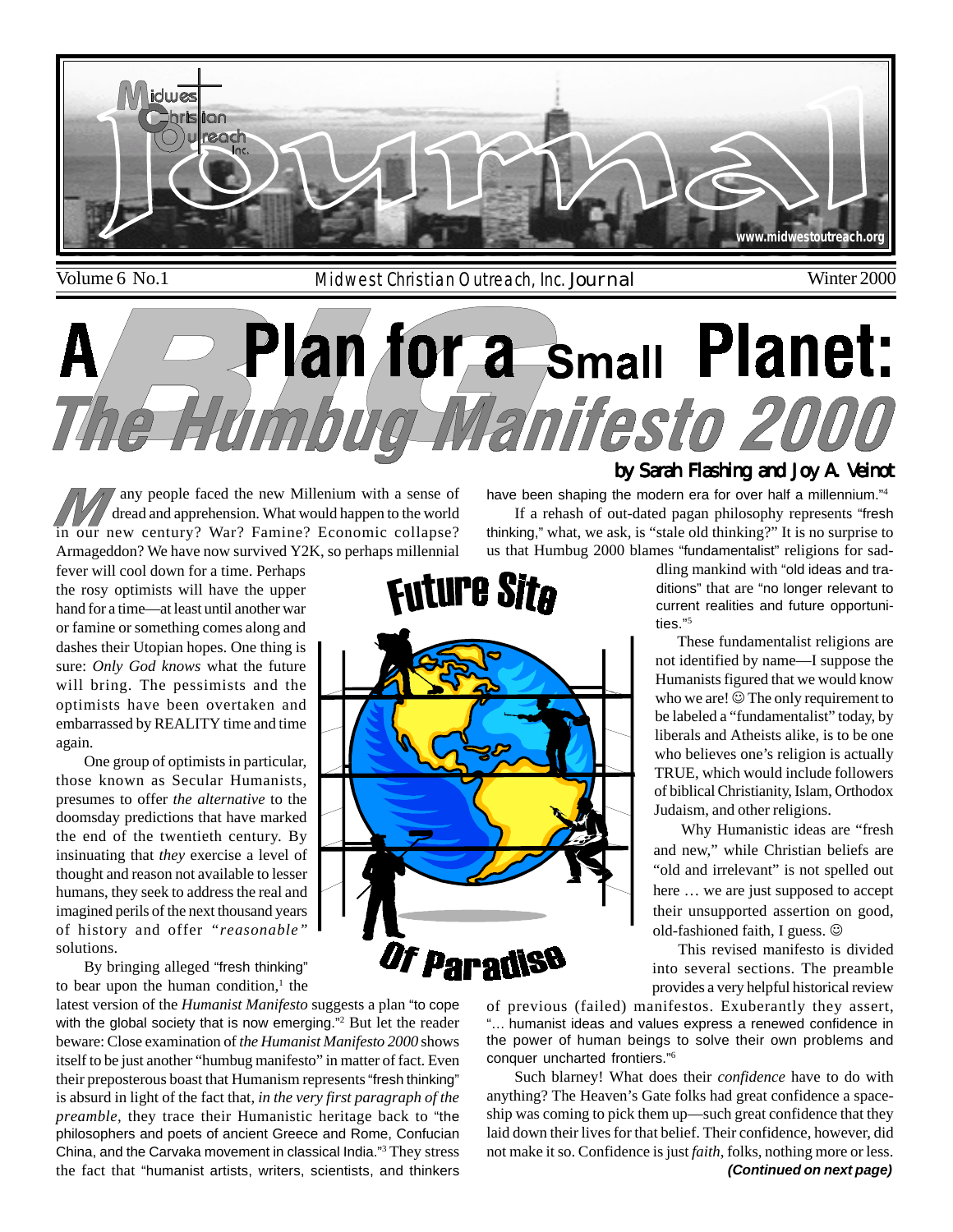# A BIG Plan for a Small Planet: The Humbug Manifesto 2000

**by Sarah Flashing and Joy A. Veinot**

Many people faced the new Millenium with a sense of dread and apprehension. What would happen to the world in our new century? War? Famine? Economic collapse? Armageddon? We have now survived Y2K, so perhaps millennial fever will cool down for a time. Perhaps the rosy optimists will have the upper hand for a time—at least until another war or famine or something comes along and dashes their Utopian hopes. One thing is sure: *Only God knows* what the future will bring. The pessimists and the optimists have been overtaken and embarrassed by REALITY time and time again.

One group of optimists in particular, those known as Secular Humanists, presumes to offer *the alternative* to the doomsday predictions that have marked the end of the twentieth century. By insinuating that *they* exercise a level of thought and reason not available to lesser humans, they seek to address the real and imagined perils of the next thousand years of history and offer "*reasonable*" solutions.

By bringing alleged "fresh thinking" to bear upon the human condition,[1] the latest version of the *Humanist Manifesto* suggests a plan "to cope with the global society that is now emerging."[2] But let the reader beware: Close examination of *the Humanist Manifesto 2000* shows itself to be just another "humbug manifesto" in matter of fact. Even their preposterous boast that Humanism represents "fresh thinking" is absurd in light of the fact that, *in the very first paragraph of the preamble*, they trace their Humanistic heritage back to "the philosophers and poets of ancient Greece and Rome, Confucian China, and the Carvaka movement in classical India."[3] They stress the fact that "humanist artists, writers, scientists, and thinkers have been shaping the modern era for over half a millennium."[4]

If a rehash of out-dated pagan philosophy represents "fresh thinking," what, we ask, is "stale old thinking?" It is no surprise to us that Humbug 2000 blames "fundamentalist" religions for saddling mankind with "old ideas and traditions" that are "no longer relevant to current realities and future opportunities."[5]

These fundamentalist religions are not identified by name—I suppose the Humanists figured that we would know who we are! ☺ The only requirement to be labeled a "fundamentalist" today, by liberals and Atheists alike, is to be one who believes one's religion is actually TRUE, which would include followers of biblical Christianity, Islam, Orthodox Judaism, and other religions.

Why Humanistic ideas are "fresh and new," while Christian beliefs are "old and irrelevant" is not spelled out here … we are just supposed to accept their unsupported assertion on good, old-fashioned faith, I guess. ☺

This revised manifesto is divided into several sections. The preamble provides a very helpful historical review of previous (failed) manifestos. Exuberantly they assert, "… humanist ideas and values express a renewed confidence in the power of human beings to solve their own problems and conquer uncharted frontiers."[6]

Such blarney! What does their *confidence* have to do with anything? The Heaven's Gate folks had great confidence a spaceship was coming to pick them up—such great confidence that they laid down their lives for that belief. Their confidence, however, did not make it so. Confidence is just *faith*, folks, nothing more or less.

***(Continued on next page)***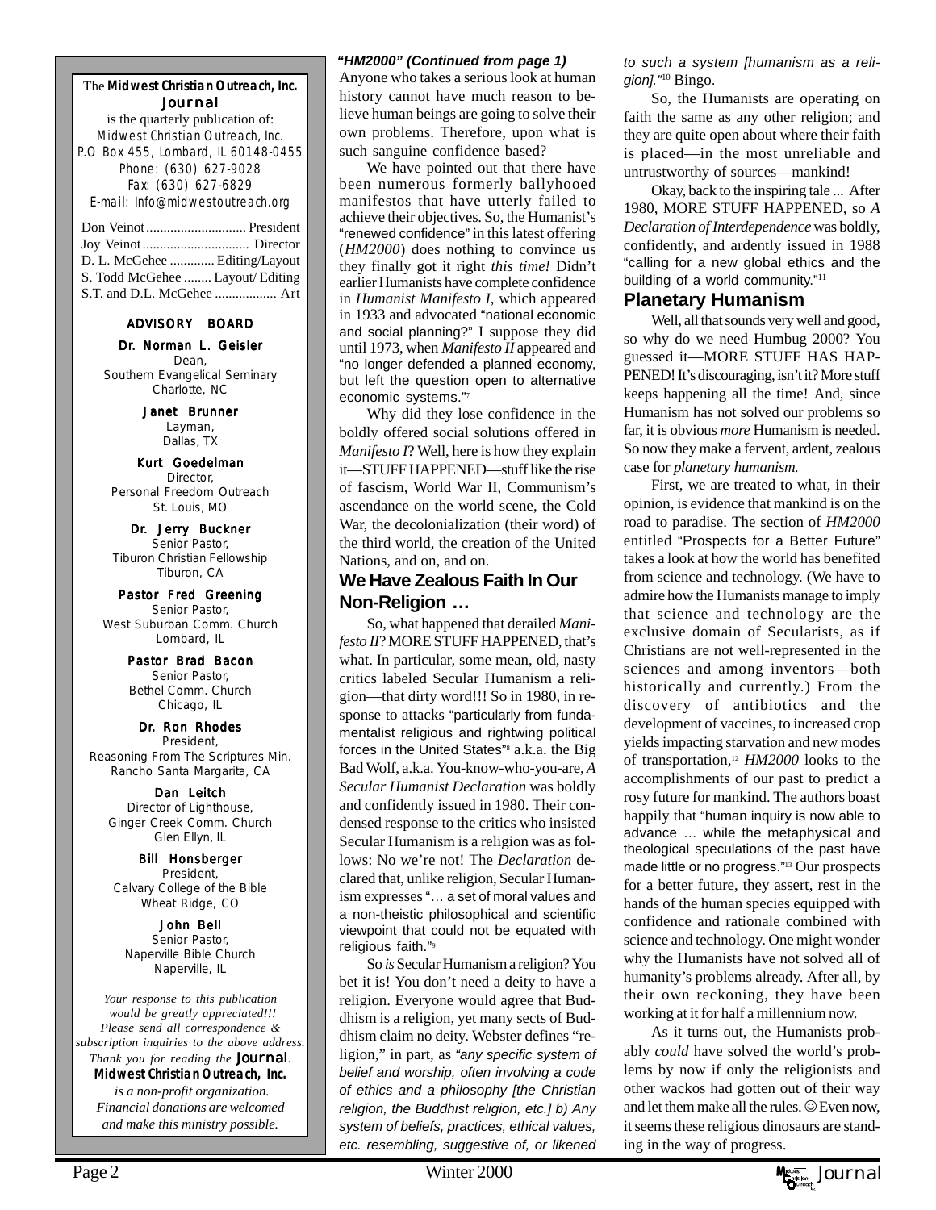The **Midwest Christian Outreach, Inc.** Journal
is the quarterly publication of:
Midwest Christian Outreach, Inc.
P.O Box 455, Lombard, IL 60148-0455
Phone: (630) 627-9028
Fax: (630) 627-6829
E-mail: Info@midwestoutreach.org

Don Veinot ............................ President
Joy Veinot .............................. Director
D. L. McGehee ............ Editing/Layout
S. Todd McGehee ........ Layout/ Editing
S.T. and D.L. McGehee .................. Art

**ADVISORY BOARD**

**Dr. Norman L. Geisler**
Dean,
Southern Evangelical Seminary
Charlotte, NC

**Janet Brunner**
Layman,
Dallas, TX

**Kurt Goedelman**
Director,
Personal Freedom Outreach
St. Louis, MO

**Dr. Jerry Buckner**
Senior Pastor,
Tiburon Christian Fellowship
Tiburon, CA

**Pastor Fred Greening**
Senior Pastor,
West Suburban Comm. Church
Lombard, IL

**Pastor Brad Bacon**
Senior Pastor,
Bethel Comm. Church
Chicago, IL

**Dr. Ron Rhodes**
President,
Reasoning From The Scriptures Min.
Rancho Santa Margarita, CA

**Dan Leitch**
Director of Lighthouse,
Ginger Creek Comm. Church
Glen Ellyn, IL

**Bill Honsberger**
President,
Calvary College of the Bible
Wheat Ridge, CO

**John Bell**
Senior Pastor,
Naperville Bible Church
Naperville, IL

*Your response to this publication would be greatly appreciated!!! Please send all correspondence & subscription inquiries to the above address. Thank you for reading the* Journal.
**Midwest Christian Outreach, Inc.**
*is a non-profit organization. Financial donations are welcomed and make this ministry possible.*

***"HM2000" (Continued from page 1)***

Anyone who takes a serious look at human history cannot have much reason to believe human beings are going to solve their own problems. Therefore, upon what is such sanguine confidence based?

We have pointed out that there have been numerous formerly ballyhooed manifestos that have utterly failed to achieve their objectives. So, the Humanist's "renewed confidence" in this latest offering (*HM2000*) does nothing to convince us they finally got it right *this time!* Didn't earlier Humanists have complete confidence in *Humanist Manifesto I*, which appeared in 1933 and advocated "national economic and social planning?" I suppose they did until 1973, when *Manifesto II* appeared and "no longer defended a planned economy, but left the question open to alternative economic systems."[7]

Why did they lose confidence in the boldly offered social solutions offered in *Manifesto I*? Well, here is how they explain it—STUFF HAPPENED—stuff like the rise of fascism, World War II, Communism's ascendance on the world scene, the Cold War, the decolonialization (their word) of the third world, the creation of the United Nations, and on, and on.

## We Have Zealous Faith In Our Non-Religion …

So, what happened that derailed *Manifesto II*? MORE STUFF HAPPENED, that's what. In particular, some mean, old, nasty critics labeled Secular Humanism a religion—that dirty word!!! So in 1980, in response to attacks "particularly from fundamentalist religious and rightwing political forces in the United States"[8] a.k.a. the Big Bad Wolf, a.k.a. You-know-who-you-are, *A Secular Humanist Declaration* was boldly and confidently issued in 1980. Their condensed response to the critics who insisted Secular Humanism is a religion was as follows: No we're not! The *Declaration* declared that, unlike religion, Secular Humanism expresses "… a set of moral values and a non-theistic philosophical and scientific viewpoint that could not be equated with religious faith."[9]

So *is* Secular Humanism a religion? You bet it is! You don't need a deity to have a religion. Everyone would agree that Buddhism is a religion, yet many sects of Buddhism claim no deity. Webster defines "religion," in part, as *"any specific system of belief and worship, often involving a code of ethics and a philosophy [the Christian religion, the Buddhist religion, etc.] b) Any system of beliefs, practices, ethical values, etc. resembling, suggestive of, or likened to such a system [humanism as a religion]."*[10] Bingo.

So, the Humanists are operating on faith the same as any other religion; and they are quite open about where their faith is placed—in the most unreliable and untrustworthy of sources—mankind!

Okay, back to the inspiring tale ... After 1980, MORE STUFF HAPPENED, so *A Declaration of Interdependence* was boldly, confidently, and ardently issued in 1988 "calling for a new global ethics and the building of a world community."[11]

## Planetary Humanism

Well, all that sounds very well and good, so why do we need Humbug 2000? You guessed it—MORE STUFF HAS HAPPENED! It's discouraging, isn't it? More stuff keeps happening all the time! And, since Humanism has not solved our problems so far, it is obvious *more* Humanism is needed. So now they make a fervent, ardent, zealous case for *planetary humanism.*

First, we are treated to what, in their opinion, is evidence that mankind is on the road to paradise. The section of *HM2000* entitled "Prospects for a Better Future" takes a look at how the world has benefited from science and technology. (We have to admire how the Humanists manage to imply that science and technology are the exclusive domain of Secularists, as if Christians are not well-represented in the sciences and among inventors—both historically and currently.) From the discovery of antibiotics and the development of vaccines, to increased crop yields impacting starvation and new modes of transportation,[12] *HM2000* looks to the accomplishments of our past to predict a rosy future for mankind. The authors boast happily that "human inquiry is now able to advance … while the metaphysical and theological speculations of the past have made little or no progress."[13] Our prospects for a better future, they assert, rest in the hands of the human species equipped with confidence and rationale combined with science and technology. One might wonder why the Humanists have not solved all of humanity's problems already. After all, by their own reckoning, they have been working at it for half a millennium now.

As it turns out, the Humanists probably *could* have solved the world's problems by now if only the religionists and other wackos had gotten out of their way and let them make all the rules. ☺ Even now, it seems these religious dinosaurs are standing in the way of progress.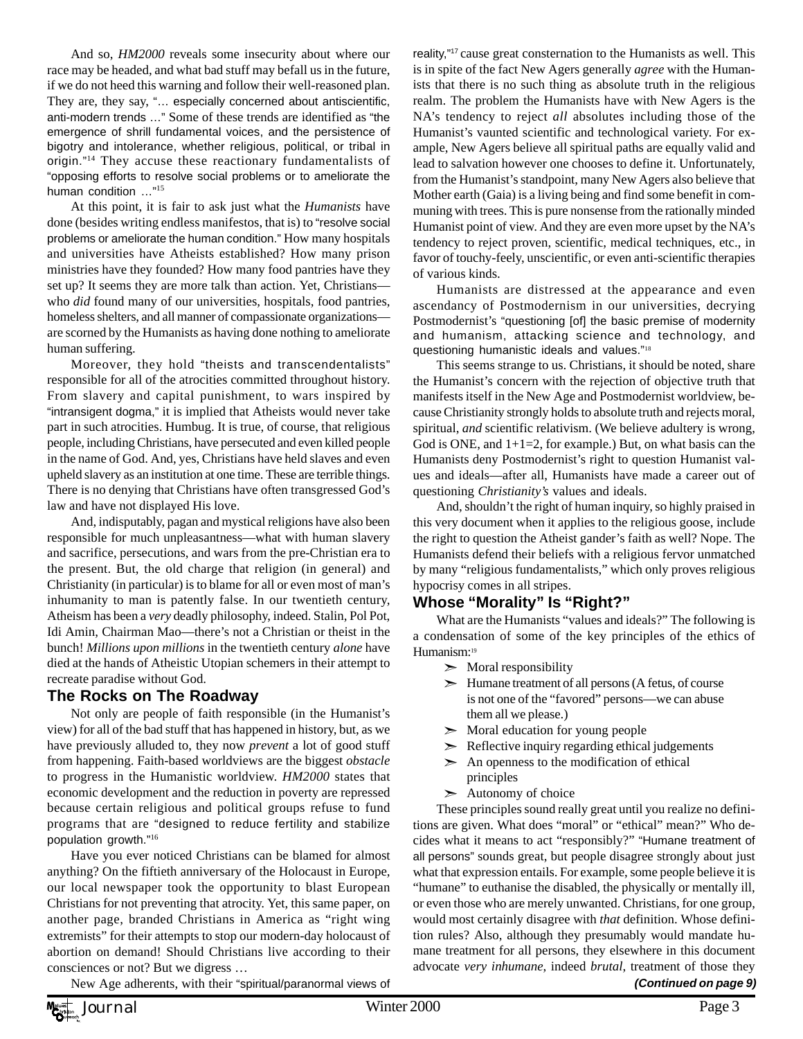And so, *HM2000* reveals some insecurity about where our race may be headed, and what bad stuff may befall us in the future, if we do not heed this warning and follow their well-reasoned plan. They are, they say, "… especially concerned about antiscientific, anti-modern trends …" Some of these trends are identified as "the emergence of shrill fundamental voices, and the persistence of bigotry and intolerance, whether religious, political, or tribal in origin."[14] They accuse these reactionary fundamentalists of "opposing efforts to resolve social problems or to ameliorate the human condition …"[15]

At this point, it is fair to ask just what the *Humanists* have done (besides writing endless manifestos, that is) to "resolve social problems or ameliorate the human condition." How many hospitals and universities have Atheists established? How many prison ministries have they founded? How many food pantries have they set up? It seems they are more talk than action. Yet, Christians—who *did* found many of our universities, hospitals, food pantries, homeless shelters, and all manner of compassionate organizations—are scorned by the Humanists as having done nothing to ameliorate human suffering.

Moreover, they hold "theists and transcendentalists" responsible for all of the atrocities committed throughout history. From slavery and capital punishment, to wars inspired by "intransigent dogma," it is implied that Atheists would never take part in such atrocities. Humbug. It is true, of course, that religious people, including Christians, have persecuted and even killed people in the name of God. And, yes, Christians have held slaves and even upheld slavery as an institution at one time. These are terrible things. There is no denying that Christians have often transgressed God's law and have not displayed His love.

And, indisputably, pagan and mystical religions have also been responsible for much unpleasantness—what with human slavery and sacrifice, persecutions, and wars from the pre-Christian era to the present. But, the old charge that religion (in general) and Christianity (in particular) is to blame for all or even most of man's inhumanity to man is patently false. In our twentieth century, Atheism has been a *very* deadly philosophy, indeed. Stalin, Pol Pot, Idi Amin, Chairman Mao—there's not a Christian or theist in the bunch! *Millions upon millions* in the twentieth century *alone* have died at the hands of Atheistic Utopian schemers in their attempt to recreate paradise without God.

## The Rocks on The Roadway

Not only are people of faith responsible (in the Humanist's view) for all of the bad stuff that has happened in history, but, as we have previously alluded to, they now *prevent* a lot of good stuff from happening. Faith-based worldviews are the biggest *obstacle* to progress in the Humanistic worldview. *HM2000* states that economic development and the reduction in poverty are repressed because certain religious and political groups refuse to fund programs that are "designed to reduce fertility and stabilize population growth."[16]

Have you ever noticed Christians can be blamed for almost anything? On the fiftieth anniversary of the Holocaust in Europe, our local newspaper took the opportunity to blast European Christians for not preventing that atrocity. Yet, this same paper, on another page, branded Christians in America as "right wing extremists" for their attempts to stop our modern-day holocaust of abortion on demand! Should Christians live according to their consciences or not? But we digress …

New Age adherents, with their "spiritual/paranormal views of reality,"[17] cause great consternation to the Humanists as well. This is in spite of the fact New Agers generally *agree* with the Humanists that there is no such thing as absolute truth in the religious realm. The problem the Humanists have with New Agers is the NA's tendency to reject *all* absolutes including those of the Humanist's vaunted scientific and technological variety. For example, New Agers believe all spiritual paths are equally valid and lead to salvation however one chooses to define it. Unfortunately, from the Humanist's standpoint, many New Agers also believe that Mother earth (Gaia) is a living being and find some benefit in communing with trees. This is pure nonsense from the rationally minded Humanist point of view. And they are even more upset by the NA's tendency to reject proven, scientific, medical techniques, etc., in favor of touchy-feely, unscientific, or even anti-scientific therapies of various kinds.

Humanists are distressed at the appearance and even ascendancy of Postmodernism in our universities, decrying Postmodernist's "questioning [of] the basic premise of modernity and humanism, attacking science and technology, and questioning humanistic ideals and values."[18]

This seems strange to us. Christians, it should be noted, share the Humanist's concern with the rejection of objective truth that manifests itself in the New Age and Postmodernist worldview, because Christianity strongly holds to absolute truth and rejects moral, spiritual, *and* scientific relativism. (We believe adultery is wrong, God is ONE, and 1+1=2, for example.) But, on what basis can the Humanists deny Postmodernist's right to question Humanist values and ideals—after all, Humanists have made a career out of questioning *Christianity's* values and ideals.

And, shouldn't the right of human inquiry, so highly praised in this very document when it applies to the religious goose, include the right to question the Atheist gander's faith as well? Nope. The Humanists defend their beliefs with a religious fervor unmatched by many "religious fundamentalists," which only proves religious hypocrisy comes in all stripes.

## Whose "Morality" Is "Right?"

What are the Humanists "values and ideals?" The following is a condensation of some of the key principles of the ethics of Humanism:[19]

- Moral responsibility
- Humane treatment of all persons (A fetus, of course is not one of the "favored" persons—we can abuse them all we please.)
- Moral education for young people
- Reflective inquiry regarding ethical judgements
- An openness to the modification of ethical principles
- Autonomy of choice

These principles sound really great until you realize no definitions are given. What does "moral" or "ethical" mean?" Who decides what it means to act "responsibly?" "Humane treatment of all persons" sounds great, but people disagree strongly about just what that expression entails. For example, some people believe it is "humane" to euthanise the disabled, the physically or mentally ill, or even those who are merely unwanted. Christians, for one group, would most certainly disagree with *that* definition. Whose definition rules? Also, although they presumably would mandate humane treatment for all persons, they elsewhere in this document advocate *very inhumane*, indeed *brutal*, treatment of those they

***(Continued on page 9)***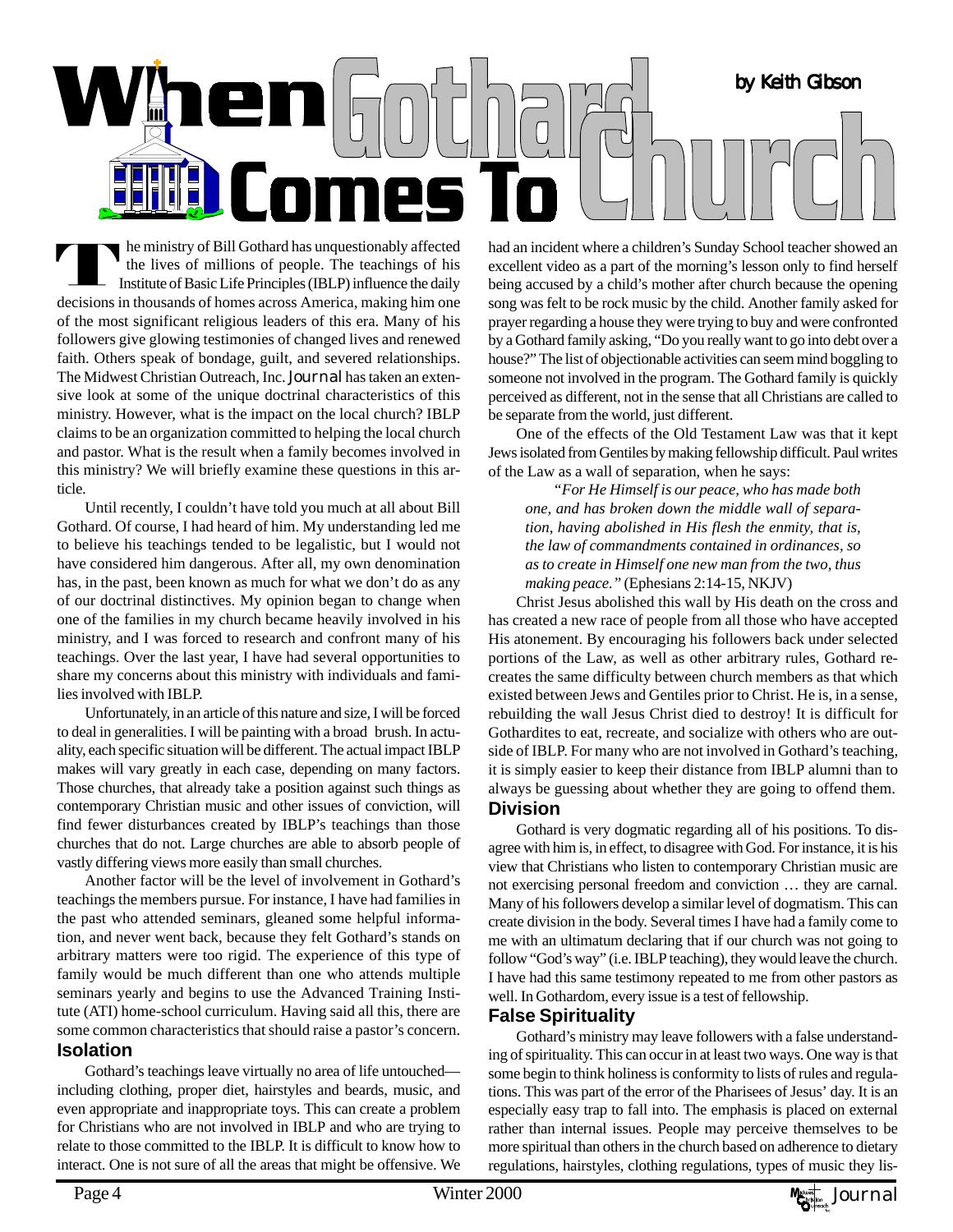# When Gothard Comes To Church

*by Keith Gibson*

The ministry of Bill Gothard has unquestionably affected the lives of millions of people. The teachings of his Institute of Basic Life Principles (IBLP) influence the daily decisions in thousands of homes across America, making him one of the most significant religious leaders of this era. Many of his followers give glowing testimonies of changed lives and renewed faith. Others speak of bondage, guilt, and severed relationships. The Midwest Christian Outreach, Inc. *Journal* has taken an extensive look at some of the unique doctrinal characteristics of this ministry. However, what is the impact on the local church? IBLP claims to be an organization committed to helping the local church and pastor. What is the result when a family becomes involved in this ministry? We will briefly examine these questions in this article.

Until recently, I couldn't have told you much at all about Bill Gothard. Of course, I had heard of him. My understanding led me to believe his teachings tended to be legalistic, but I would not have considered him dangerous. After all, my own denomination has, in the past, been known as much for what we don't do as any of our doctrinal distinctives. My opinion began to change when one of the families in my church became heavily involved in his ministry, and I was forced to research and confront many of his teachings. Over the last year, I have had several opportunities to share my concerns about this ministry with individuals and families involved with IBLP.

Unfortunately, in an article of this nature and size, I will be forced to deal in generalities. I will be painting with a broad brush. In actuality, each specific situation will be different. The actual impact IBLP makes will vary greatly in each case, depending on many factors. Those churches, that already take a position against such things as contemporary Christian music and other issues of conviction, will find fewer disturbances created by IBLP's teachings than those churches that do not. Large churches are able to absorb people of vastly differing views more easily than small churches.

Another factor will be the level of involvement in Gothard's teachings the members pursue. For instance, I have had families in the past who attended seminars, gleaned some helpful information, and never went back, because they felt Gothard's stands on arbitrary matters were too rigid. The experience of this type of family would be much different than one who attends multiple seminars yearly and begins to use the Advanced Training Institute (ATI) home-school curriculum. Having said all this, there are some common characteristics that should raise a pastor's concern.

## Isolation

Gothard's teachings leave virtually no area of life untouched—including clothing, proper diet, hairstyles and beards, music, and even appropriate and inappropriate toys. This can create a problem for Christians who are not involved in IBLP and who are trying to relate to those committed to the IBLP. It is difficult to know how to interact. One is not sure of all the areas that might be offensive. We had an incident where a children's Sunday School teacher showed an excellent video as a part of the morning's lesson only to find herself being accused by a child's mother after church because the opening song was felt to be rock music by the child. Another family asked for prayer regarding a house they were trying to buy and were confronted by a Gothard family asking, "Do you really want to go into debt over a house?" The list of objectionable activities can seem mind boggling to someone not involved in the program. The Gothard family is quickly perceived as different, not in the sense that all Christians are called to be separate from the world, just different.

One of the effects of the Old Testament Law was that it kept Jews isolated from Gentiles by making fellowship difficult. Paul writes of the Law as a wall of separation, when he says:

> *"For He Himself is our peace, who has made both one, and has broken down the middle wall of separation, having abolished in His flesh the enmity, that is, the law of commandments contained in ordinances, so as to create in Himself one new man from the two, thus making peace."* (Ephesians 2:14-15, NKJV)

Christ Jesus abolished this wall by His death on the cross and has created a new race of people from all those who have accepted His atonement. By encouraging his followers back under selected portions of the Law, as well as other arbitrary rules, Gothard recreates the same difficulty between church members as that which existed between Jews and Gentiles prior to Christ. He is, in a sense, rebuilding the wall Jesus Christ died to destroy! It is difficult for Gothardites to eat, recreate, and socialize with others who are outside of IBLP. For many who are not involved in Gothard's teaching, it is simply easier to keep their distance from IBLP alumni than to always be guessing about whether they are going to offend them.

## Division

Gothard is very dogmatic regarding all of his positions. To disagree with him is, in effect, to disagree with God. For instance, it is his view that Christians who listen to contemporary Christian music are not exercising personal freedom and conviction … they are carnal. Many of his followers develop a similar level of dogmatism. This can create division in the body. Several times I have had a family come to me with an ultimatum declaring that if our church was not going to follow "God's way" (i.e. IBLP teaching), they would leave the church. I have had this same testimony repeated to me from other pastors as well. In Gothardom, every issue is a test of fellowship.

## False Spirituality

Gothard's ministry may leave followers with a false understanding of spirituality. This can occur in at least two ways. One way is that some begin to think holiness is conformity to lists of rules and regulations. This was part of the error of the Pharisees of Jesus' day. It is an especially easy trap to fall into. The emphasis is placed on external rather than internal issues. People may perceive themselves to be more spiritual than others in the church based on adherence to dietary regulations, hairstyles, clothing regulations, types of music they lis-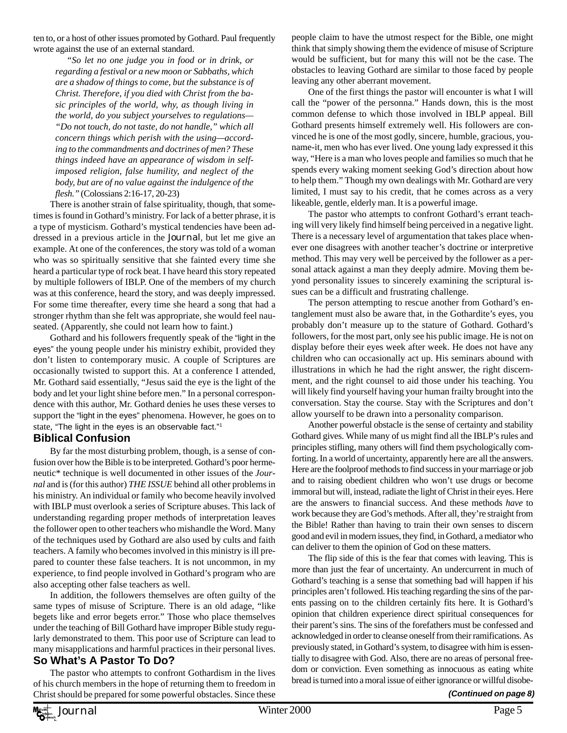ten to, or a host of other issues promoted by Gothard. Paul frequently wrote against the use of an external standard.

> *"So let no one judge you in food or in drink, or regarding a festival or a new moon or Sabbaths, which are a shadow of things to come, but the substance is of Christ. Therefore, if you died with Christ from the basic principles of the world, why, as though living in the world, do you subject yourselves to regulations—"Do not touch, do not taste, do not handle," which all concern things which perish with the using—according to the commandments and doctrines of men? These things indeed have an appearance of wisdom in self-imposed religion, false humility, and neglect of the body, but are of no value against the indulgence of the flesh."* (Colossians 2:16-17, 20-23)

There is another strain of false spirituality, though, that sometimes is found in Gothard's ministry. For lack of a better phrase, it is a type of mysticism. Gothard's mystical tendencies have been addressed in a previous article in the *Journal*, but let me give an example. At one of the conferences, the story was told of a woman who was so spiritually sensitive that she fainted every time she heard a particular type of rock beat. I have heard this story repeated by multiple followers of IBLP. One of the members of my church was at this conference, heard the story, and was deeply impressed. For some time thereafter, every time she heard a song that had a stronger rhythm than she felt was appropriate, she would feel nauseated. (Apparently, she could not learn how to faint.)

Gothard and his followers frequently speak of the "light in the eyes" the young people under his ministry exhibit, provided they don't listen to contemporary music. A couple of Scriptures are occasionally twisted to support this. At a conference I attended, Mr. Gothard said essentially, "Jesus said the eye is the light of the body and let your light shine before men." In a personal correspondence with this author, Mr. Gothard denies he uses these verses to support the "light in the eyes" phenomena. However, he goes on to state, "The light in the eyes is an observable fact."[1]

## Biblical Confusion

By far the most disturbing problem, though, is a sense of confusion over how the Bible is to be interpreted. Gothard's poor hermeneutic* technique is well documented in other issues of the *Journal* and is (for this author) *THE ISSUE* behind all other problems in his ministry. An individual or family who become heavily involved with IBLP must overlook a series of Scripture abuses. This lack of understanding regarding proper methods of interpretation leaves the follower open to other teachers who mishandle the Word. Many of the techniques used by Gothard are also used by cults and faith teachers. A family who becomes involved in this ministry is ill prepared to counter these false teachers. It is not uncommon, in my experience, to find people involved in Gothard's program who are also accepting other false teachers as well.

In addition, the followers themselves are often guilty of the same types of misuse of Scripture. There is an old adage, "like begets like and error begets error." Those who place themselves under the teaching of Bill Gothard have improper Bible study regularly demonstrated to them. This poor use of Scripture can lead to many misapplications and harmful practices in their personal lives.

## So What's A Pastor To Do?

The pastor who attempts to confront Gothardism in the lives of his church members in the hope of returning them to freedom in Christ should be prepared for some powerful obstacles. Since these people claim to have the utmost respect for the Bible, one might think that simply showing them the evidence of misuse of Scripture would be sufficient, but for many this will not be the case. The obstacles to leaving Gothard are similar to those faced by people leaving any other aberrant movement.

One of the first things the pastor will encounter is what I will call the "power of the personna." Hands down, this is the most common defense to which those involved in IBLP appeal. Bill Gothard presents himself extremely well. His followers are convinced he is one of the most godly, sincere, humble, gracious, you-name-it, men who has ever lived. One young lady expressed it this way, "Here is a man who loves people and families so much that he spends every waking moment seeking God's direction about how to help them." Though my own dealings with Mr. Gothard are very limited, I must say to his credit, that he comes across as a very likeable, gentle, elderly man. It is a powerful image.

The pastor who attempts to confront Gothard's errant teaching will very likely find himself being perceived in a negative light. There is a necessary level of argumentation that takes place whenever one disagrees with another teacher's doctrine or interpretive method. This may very well be perceived by the follower as a personal attack against a man they deeply admire. Moving them beyond personality issues to sincerely examining the scriptural issues can be a difficult and frustrating challenge.

The person attempting to rescue another from Gothard's entanglement must also be aware that, in the Gothardite's eyes, you probably don't measure up to the stature of Gothard. Gothard's followers, for the most part, only see his public image. He is not on display before their eyes week after week. He does not have any children who can occasionally act up. His seminars abound with illustrations in which he had the right answer, the right discernment, and the right counsel to aid those under his teaching. You will likely find yourself having your human frailty brought into the conversation. Stay the course. Stay with the Scriptures and don't allow yourself to be drawn into a personality comparison.

Another powerful obstacle is the sense of certainty and stability Gothard gives. While many of us might find all the IBLP's rules and principles stifling, many others will find them psychologically comforting. In a world of uncertainty, apparently here are all the answers. Here are the foolproof methods to find success in your marriage or job and to raising obedient children who won't use drugs or become immoral but will, instead, radiate the light of Christ in their eyes. Here are the answers to financial success. And these methods *have* to work because they are God's methods. After all, they're straight from the Bible! Rather than having to train their own senses to discern good and evil in modern issues, they find, in Gothard, a mediator who can deliver to them the opinion of God on these matters.

The flip side of this is the fear that comes with leaving. This is more than just the fear of uncertainty. An undercurrent in much of Gothard's teaching is a sense that something bad will happen if his principles aren't followed. His teaching regarding the sins of the parents passing on to the children certainly fits here. It is Gothard's opinion that children experience direct spiritual consequences for their parent's sins. The sins of the forefathers must be confessed and acknowledged in order to cleanse oneself from their ramifications. As previously stated, in Gothard's system, to disagree with him is essentially to disagree with God. Also, there are no areas of personal freedom or conviction. Even something as innocuous as eating white bread is turned into a moral issue of either ignorance or willful disobe-

***(Continued on page 8)***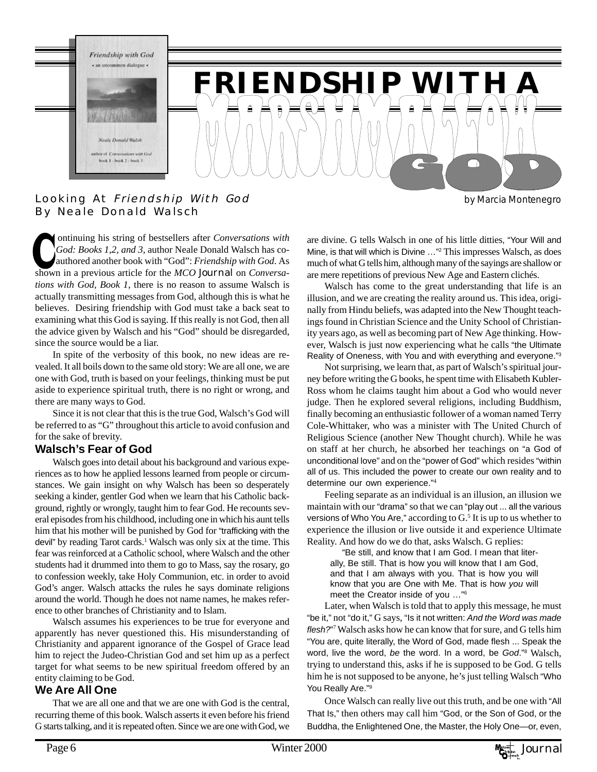# FRIENDSHIP WITH A MARSHMALLOW GOD

Looking At *Friendship With God* By Neale Donald Walsch

by Marcia Montenegro

Continuing his string of bestsellers after *Conversations with God: Books 1,2, and 3*, author Neale Donald Walsch has co-authored another book with "God": *Friendship with God*. As shown in a previous article for the *MCO Journal* on *Conversations with God, Book 1*, there is no reason to assume Walsch is actually transmitting messages from God, although this is what he believes. Desiring friendship with God must take a back seat to examining what this God is saying. If this really is not God, then all the advice given by Walsch and his "God" should be disregarded, since the source would be a liar.

In spite of the verbosity of this book, no new ideas are revealed. It all boils down to the same old story: We are all one, we are one with God, truth is based on your feelings, thinking must be put aside to experience spiritual truth, there is no right or wrong, and there are many ways to God.

Since it is not clear that this is the true God, Walsch's God will be referred to as "G" throughout this article to avoid confusion and for the sake of brevity.

## Walsch's Fear of God

Walsch goes into detail about his background and various experiences as to how he applied lessons learned from people or circumstances. We gain insight on why Walsch has been so desperately seeking a kinder, gentler God when we learn that his Catholic background, rightly or wrongly, taught him to fear God. He recounts several episodes from his childhood, including one in which his aunt tells him that his mother will be punished by God for "trafficking with the devil" by reading Tarot cards.[1] Walsch was only six at the time. This fear was reinforced at a Catholic school, where Walsch and the other students had it drummed into them to go to Mass, say the rosary, go to confession weekly, take Holy Communion, etc. in order to avoid God's anger. Walsch attacks the rules he says dominate religions around the world. Though he does not name names, he makes reference to other branches of Christianity and to Islam.

Walsch assumes his experiences to be true for everyone and apparently has never questioned this. His misunderstanding of Christianity and apparent ignorance of the Gospel of Grace lead him to reject the Judeo-Christian God and set him up as a perfect target for what seems to be new spiritual freedom offered by an entity claiming to be God.

## We Are All One

That we are all one and that we are one with God is the central, recurring theme of this book. Walsch asserts it even before his friend G starts talking, and it is repeated often. Since we are one with God, we are divine. G tells Walsch in one of his little ditties, "Your Will and Mine, is that will which is Divine …"[2] This impresses Walsch, as does much of what G tells him, although many of the sayings are shallow or are mere repetitions of previous New Age and Eastern clichés.

Walsch has come to the great understanding that life is an illusion, and we are creating the reality around us. This idea, originally from Hindu beliefs, was adapted into the New Thought teachings found in Christian Science and the Unity School of Christianity years ago, as well as becoming part of New Age thinking. However, Walsch is just now experiencing what he calls "the Ultimate Reality of Oneness, with You and with everything and everyone."[3]

Not surprising, we learn that, as part of Walsch's spiritual journey before writing the G books, he spent time with Elisabeth Kubler-Ross whom he claims taught him about a God who would never judge. Then he explored several religions, including Buddhism, finally becoming an enthusiastic follower of a woman named Terry Cole-Whittaker, who was a minister with The United Church of Religious Science (another New Thought church). While he was on staff at her church, he absorbed her teachings on "a God of unconditional love" and on the "power of God" which resides "within all of us. This included the power to create our own reality and to determine our own experience."[4]

Feeling separate as an individual is an illusion, an illusion we maintain with our "drama" so that we can "play out ... all the various versions of Who You Are," according to G.[5] It is up to us whether to experience the illusion or live outside it and experience Ultimate Reality. And how do we do that, asks Walsch. G replies:

> "Be still, and know that I am God. I mean that literally, Be still. That is how you will know that I am God, and that I am always with you. That is how you will know that you are One with Me. That is how *you* will meet the Creator inside of you …"[6]

Later, when Walsch is told that to apply this message, he must "be it," not "do it," G says, "Is it not written: *And the Word was made flesh?*"[7] Walsch asks how he can know that for sure, and G tells him "You are, quite literally, the Word of God, made flesh ... Speak the word, live the word, *be* the word. In a word, be *God*."[8] Walsch, trying to understand this, asks if he is supposed to be God. G tells him he is not supposed to be anyone, he's just telling Walsch "Who You Really Are."[9]

Once Walsch can really live out this truth, and be one with "All That Is," then others may call him "God, or the Son of God, or the Buddha, the Enlightened One, the Master, the Holy One—or, even,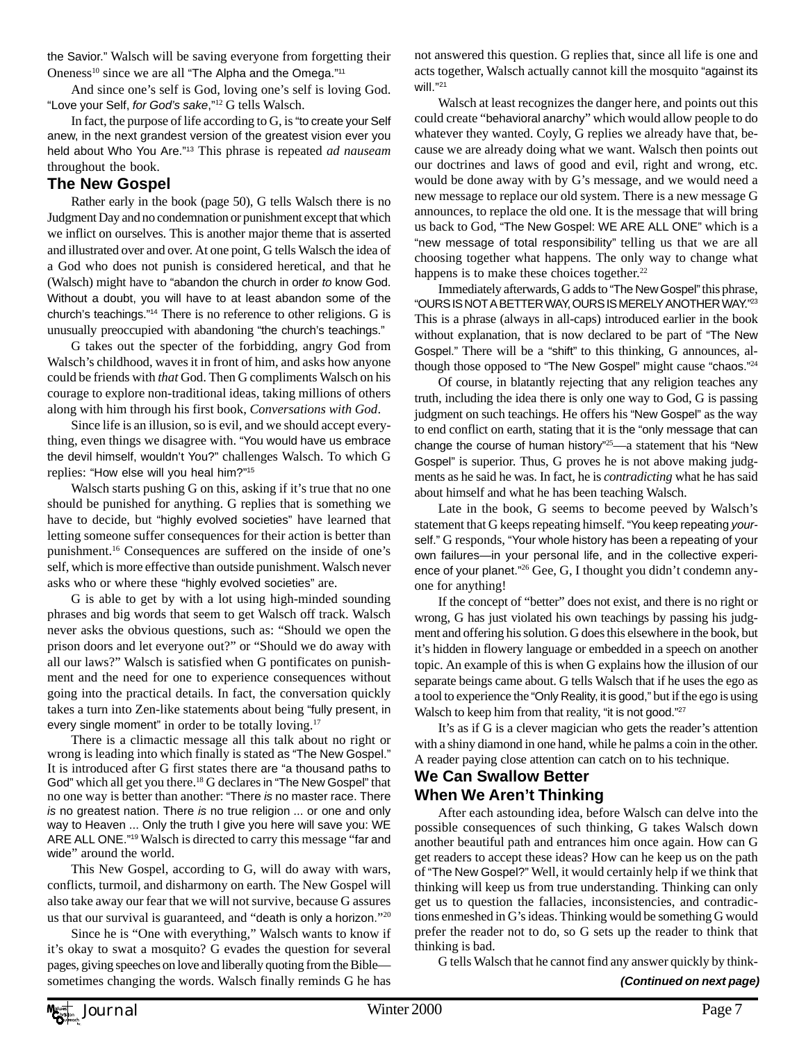the Savior." Walsch will be saving everyone from forgetting their Oneness[10] since we are all "The Alpha and the Omega."[11]

And since one's self is God, loving one's self is loving God. "Love your Self, *for God's sake*,"[12] G tells Walsch.

In fact, the purpose of life according to G, is "to create your Self anew, in the next grandest version of the greatest vision ever you held about Who You Are."[13] This phrase is repeated *ad nauseam* throughout the book.

## The New Gospel

Rather early in the book (page 50), G tells Walsch there is no Judgment Day and no condemnation or punishment except that which we inflict on ourselves. This is another major theme that is asserted and illustrated over and over. At one point, G tells Walsch the idea of a God who does not punish is considered heretical, and that he (Walsch) might have to "abandon the church in order *to* know God. Without a doubt, you will have to at least abandon some of the church's teachings."[14] There is no reference to other religions. G is unusually preoccupied with abandoning "the church's teachings."

G takes out the specter of the forbidding, angry God from Walsch's childhood, waves it in front of him, and asks how anyone could be friends with *that* God. Then G compliments Walsch on his courage to explore non-traditional ideas, taking millions of others along with him through his first book, *Conversations with God*.

Since life is an illusion, so is evil, and we should accept everything, even things we disagree with. "You would have us embrace the devil himself, wouldn't You?" challenges Walsch. To which G replies: "How else will you heal him?"[15]

Walsch starts pushing G on this, asking if it's true that no one should be punished for anything. G replies that is something we have to decide, but "highly evolved societies" have learned that letting someone suffer consequences for their action is better than punishment.[16] Consequences are suffered on the inside of one's self, which is more effective than outside punishment. Walsch never asks who or where these "highly evolved societies" are.

G is able to get by with a lot using high-minded sounding phrases and big words that seem to get Walsch off track. Walsch never asks the obvious questions, such as: "Should we open the prison doors and let everyone out?" or "Should we do away with all our laws?" Walsch is satisfied when G pontificates on punishment and the need for one to experience consequences without going into the practical details. In fact, the conversation quickly takes a turn into Zen-like statements about being "fully present, in every single moment" in order to be totally loving.[17]

There is a climactic message all this talk about no right or wrong is leading into which finally is stated as "The New Gospel." It is introduced after G first states there are "a thousand paths to God" which all get you there.[18] G declares in "The New Gospel" that no one way is better than another: "There *is* no master race. There *is* no greatest nation. There *is* no true religion ... or one and only way to Heaven ... Only the truth I give you here will save you: WE ARE ALL ONE."[19] Walsch is directed to carry this message "far and wide" around the world.

This New Gospel, according to G, will do away with wars, conflicts, turmoil, and disharmony on earth. The New Gospel will also take away our fear that we will not survive, because G assures us that our survival is guaranteed, and "death is only a horizon."[20]

Since he is "One with everything," Walsch wants to know if it's okay to swat a mosquito? G evades the question for several pages, giving speeches on love and liberally quoting from the Bible—sometimes changing the words. Walsch finally reminds G he has not answered this question. G replies that, since all life is one and acts together, Walsch actually cannot kill the mosquito "against its will."[21]

Walsch at least recognizes the danger here, and points out this could create "behavioral anarchy" which would allow people to do whatever they wanted. Coyly, G replies we already have that, because we are already doing what we want. Walsch then points out our doctrines and laws of good and evil, right and wrong, etc. would be done away with by G's message, and we would need a new message to replace our old system. There is a new message G announces, to replace the old one. It is the message that will bring us back to God, "The New Gospel: WE ARE ALL ONE" which is a "new message of total responsibility" telling us that we are all choosing together what happens. The only way to change what happens is to make these choices together.[22]

Immediately afterwards, G adds to "The New Gospel" this phrase, "OURS IS NOT A BETTER WAY, OURS IS MERELY ANOTHER WAY."[23] This is a phrase (always in all-caps) introduced earlier in the book without explanation, that is now declared to be part of "The New Gospel." There will be a "shift" to this thinking, G announces, although those opposed to "The New Gospel" might cause "chaos."[24]

Of course, in blatantly rejecting that any religion teaches any truth, including the idea there is only one way to God, G is passing judgment on such teachings. He offers his "New Gospel" as the way to end conflict on earth, stating that it is the "only message that can change the course of human history"[25]—a statement that his "New Gospel" is superior. Thus, G proves he is not above making judgments as he said he was. In fact, he is *contradicting* what he has said about himself and what he has been teaching Walsch.

Late in the book, G seems to become peeved by Walsch's statement that G keeps repeating himself. "You keep repeating *your*self." G responds, "Your whole history has been a repeating of your own failures—in your personal life, and in the collective experience of your planet."[26] Gee, G, I thought you didn't condemn anyone for anything!

If the concept of "better" does not exist, and there is no right or wrong, G has just violated his own teachings by passing his judgment and offering his solution. G does this elsewhere in the book, but it's hidden in flowery language or embedded in a speech on another topic. An example of this is when G explains how the illusion of our separate beings came about. G tells Walsch that if he uses the ego as a tool to experience the "Only Reality, it is good," but if the ego is using Walsch to keep him from that reality, "it is not good."[27]

It's as if G is a clever magician who gets the reader's attention with a shiny diamond in one hand, while he palms a coin in the other. A reader paying close attention can catch on to his technique.

## We Can Swallow Better When We Aren't Thinking

After each astounding idea, before Walsch can delve into the possible consequences of such thinking, G takes Walsch down another beautiful path and entrances him once again. How can G get readers to accept these ideas? How can he keep us on the path of "The New Gospel?" Well, it would certainly help if we think that thinking will keep us from true understanding. Thinking can only get us to question the fallacies, inconsistencies, and contradictions enmeshed in G's ideas. Thinking would be something G would prefer the reader not to do, so G sets up the reader to think that thinking is bad.

G tells Walsch that he cannot find any answer quickly by think-

***(Continued on next page)***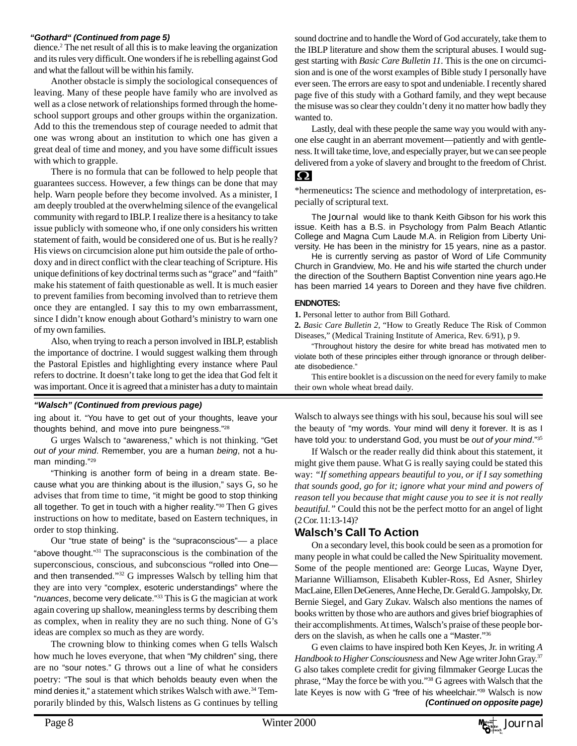***"Gothard" (Continued from page 5)***

dience.[2] The net result of all this is to make leaving the organization and its rules very difficult. One wonders if he is rebelling against God and what the fallout will be within his family.

Another obstacle is simply the sociological consequences of leaving. Many of these people have family who are involved as well as a close network of relationships formed through the home-school support groups and other groups within the organization. Add to this the tremendous step of courage needed to admit that one was wrong about an institution to which one has given a great deal of time and money, and you have some difficult issues with which to grapple.

There is no formula that can be followed to help people that guarantees success. However, a few things can be done that may help. Warn people before they become involved. As a minister, I am deeply troubled at the overwhelming silence of the evangelical community with regard to IBLP. I realize there is a hesitancy to take issue publicly with someone who, if one only considers his written statement of faith, would be considered one of us. But is he really? His views on circumcision alone put him outside the pale of orthodoxy and in direct conflict with the clear teaching of Scripture. His unique definitions of key doctrinal terms such as "grace" and "faith" make his statement of faith questionable as well. It is much easier to prevent families from becoming involved than to retrieve them once they are entangled. I say this to my own embarrassment, since I didn't know enough about Gothard's ministry to warn one of my own families.

Also, when trying to reach a person involved in IBLP, establish the importance of doctrine. I would suggest walking them through the Pastoral Epistles and highlighting every instance where Paul refers to doctrine. It doesn't take long to get the idea that God felt it was important. Once it is agreed that a minister has a duty to maintain sound doctrine and to handle the Word of God accurately, take them to the IBLP literature and show them the scriptural abuses. I would suggest starting with *Basic Care Bulletin 11.* This is the one on circumcision and is one of the worst examples of Bible study I personally have ever seen. The errors are easy to spot and undeniable. I recently shared page five of this study with a Gothard family, and they wept because the misuse was so clear they couldn't deny it no matter how badly they wanted to.

Lastly, deal with these people the same way you would with anyone else caught in an aberrant movement—patiently and with gentleness. It will take time, love, and especially prayer, but we can see people delivered from a yoke of slavery and brought to the freedom of Christ. Ω

*hermeneutics**:** The science and methodology of interpretation, especially of scriptural text.

The *Journal* would like to thank Keith Gibson for his work this issue. Keith has a B.S. in Psychology from Palm Beach Atlantic College and Magna Cum Laude M.A. in Religion from Liberty University. He has been in the ministry for 15 years, nine as a pastor.

He is currently serving as pastor of Word of Life Community Church in Grandview, Mo. He and his wife started the church under the direction of the Southern Baptist Convention nine years ago.He has been married 14 years to Doreen and they have five children.

**ENDNOTES:**

**1.** Personal letter to author from Bill Gothard.

**2.** *Basic Care Bulletin 2*, "How to Greatly Reduce The Risk of Common Diseases," (Medical Training Institute of America, Rev. 6/91), p 9.

"Throughout history the desire for white bread has motivated men to violate both of these principles either through ignorance or through deliberate disobedience."

This entire booklet is a discussion on the need for every family to make their own whole wheat bread daily.

***"Walsch" (Continued from previous page)***

ing about it. "You have to get out of your thoughts, leave your thoughts behind, and move into pure beingness."[28]

G urges Walsch to "awareness," which is not thinking. "Get *out of your mind*. Remember, you are a human *being*, not a human minding."[29]

"Thinking is another form of being in a dream state. Because what you are thinking about is the illusion," says G, so he advises that from time to time, "it might be good to stop thinking all together. To get in touch with a higher reality."[30] Then G gives instructions on how to meditate, based on Eastern techniques, in order to stop thinking.

Our "true state of being" is the "supraconscious"— a place "above thought."[31] The supraconscious is the combination of the superconscious, conscious, and subconscious "rolled into One—and then transended."[32] G impresses Walsch by telling him that they are into very "complex, esoteric understandings" where the "*nuances*, become very delicate."[33] This is G the magician at work again covering up shallow, meaningless terms by describing them as complex, when in reality they are no such thing. None of G's ideas are complex so much as they are wordy.

The crowning blow to thinking comes when G tells Walsch how much he loves everyone, that when "My children" sing, there are no "sour notes." G throws out a line of what he considers poetry: "The soul is that which beholds beauty even when the mind denies it," a statement which strikes Walsch with awe.[34] Temporarily blinded by this, Walsch listens as G continues by telling Walsch to always see things with his soul, because his soul will see the beauty of "my words. Your mind will deny it forever. It is as I have told you: to understand God, you must be *out of your mind*."[35]

If Walsch or the reader really did think about this statement, it might give them pause. What G is really saying could be stated this way: *"If something appears beautiful to you, or if I say something that sounds good, go for it; ignore what your mind and powers of reason tell you because that might cause you to see it is not really beautiful."* Could this not be the perfect motto for an angel of light (2 Cor. 11:13-14)?

## Walsch's Call To Action

On a secondary level, this book could be seen as a promotion for many people in what could be called the New Spirituality movement. Some of the people mentioned are: George Lucas, Wayne Dyer, Marianne Williamson, Elisabeth Kubler-Ross, Ed Asner, Shirley MacLaine, Ellen DeGeneres, Anne Heche, Dr. Gerald G. Jampolsky, Dr. Bernie Siegel, and Gary Zukav. Walsch also mentions the names of books written by those who are authors and gives brief biographies of their accomplishments. At times, Walsch's praise of these people borders on the slavish, as when he calls one a "Master."[36]

G even claims to have inspired both Ken Keyes, Jr. in writing *A Handbook to Higher Consciousness* and New Age writer John Gray.[37] G also takes complete credit for giving filmmaker George Lucas the phrase, "May the force be with you."[38] G agrees with Walsch that the late Keyes is now with G "free of his wheelchair."[39] Walsch is now

***(Continued on opposite page)***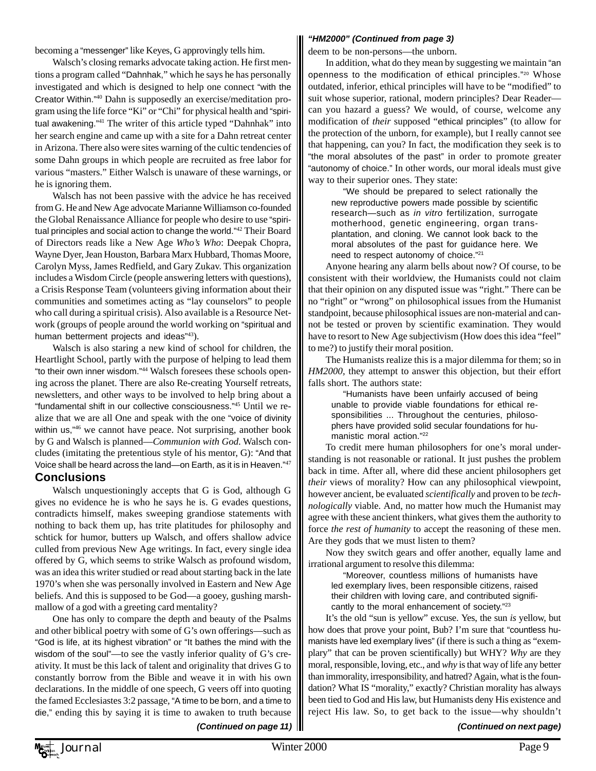becoming a "messenger" like Keyes, G approvingly tells him.

Walsch's closing remarks advocate taking action. He first mentions a program called "Dahnhak," which he says he has personally investigated and which is designed to help one connect "with the Creator Within."[40] Dahn is supposedly an exercise/meditation program using the life force "Ki" or "Chi" for physical health and "spiritual awakening."[41] The writer of this article typed "Dahnhak" into her search engine and came up with a site for a Dahn retreat center in Arizona. There also were sites warning of the cultic tendencies of some Dahn groups in which people are recruited as free labor for various "masters." Either Walsch is unaware of these warnings, or he is ignoring them.

Walsch has not been passive with the advice he has received from G. He and New Age advocate Marianne Williamson co-founded the Global Renaissance Alliance for people who desire to use "spiritual principles and social action to change the world."[42] Their Board of Directors reads like a New Age *Who's Who*: Deepak Chopra, Wayne Dyer, Jean Houston, Barbara Marx Hubbard, Thomas Moore, Carolyn Myss, James Redfield, and Gary Zukav. This organization includes a Wisdom Circle (people answering letters with questions), a Crisis Response Team (volunteers giving information about their communities and sometimes acting as "lay counselors" to people who call during a spiritual crisis). Also available is a Resource Network (groups of people around the world working on "spiritual and human betterment projects and ideas"[43]).

Walsch is also staring a new kind of school for children, the Heartlight School, partly with the purpose of helping to lead them "to their own inner wisdom."[44] Walsch foresees these schools opening across the planet. There are also Re-creating Yourself retreats, newsletters, and other ways to be involved to help bring about a "fundamental shift in our collective consciousness."[45] Until we realize that we are all One and speak with the one "voice of divinity within us,"[46] we cannot have peace. Not surprising, another book by G and Walsch is planned—*Communion with God*. Walsch concludes (imitating the pretentious style of his mentor, G): "And that Voice shall be heard across the land—on Earth, as it is in Heaven."[47]

## Conclusions

Walsch unquestioningly accepts that G is God, although G gives no evidence he is who he says he is. G evades questions, contradicts himself, makes sweeping grandiose statements with nothing to back them up, has trite platitudes for philosophy and schtick for humor, butters up Walsch, and offers shallow advice culled from previous New Age writings. In fact, every single idea offered by G, which seems to strike Walsch as profound wisdom, was an idea this writer studied or read about starting back in the late 1970's when she was personally involved in Eastern and New Age beliefs. And this is supposed to be God—a gooey, gushing marshmallow of a god with a greeting card mentality?

One has only to compare the depth and beauty of the Psalms and other biblical poetry with some of G's own offerings—such as "God is life, at its highest vibration" or "It bathes the mind with the wisdom of the soul"—to see the vastly inferior quality of G's creativity. It must be this lack of talent and originality that drives G to constantly borrow from the Bible and weave it in with his own declarations. In the middle of one speech, G veers off into quoting the famed Ecclesiastes 3:2 passage, "A time to be born, and a time to die," ending this by saying it is time to awaken to truth because

*(Continued on page 11)*

***"HM2000" (Continued from page 3)***

deem to be non-persons—the unborn.

In addition, what do they mean by suggesting we maintain "an openness to the modification of ethical principles."[20] Whose outdated, inferior, ethical principles will have to be "modified" to suit whose superior, rational, modern principles? Dear Reader—can you hazard a guess? We would, of course, welcome any modification of *their* supposed "ethical principles" (to allow for the protection of the unborn, for example), but I really cannot see that happening, can you? In fact, the modification they seek is to "the moral absolutes of the past" in order to promote greater "autonomy of choice." In other words, our moral ideals must give way to their superior ones. They state:

> "We should be prepared to select rationally the new reproductive powers made possible by scientific research—such as *in vitro* fertilization, surrogate motherhood, genetic engineering, organ transplantation, and cloning. We cannot look back to the moral absolutes of the past for guidance here. We need to respect autonomy of choice."[21]

Anyone hearing any alarm bells about now? Of course, to be consistent with their worldview, the Humanists could not claim that their opinion on any disputed issue was "right." There can be no "right" or "wrong" on philosophical issues from the Humanist standpoint, because philosophical issues are non-material and cannot be tested or proven by scientific examination. They would have to resort to New Age subjectivism (How does this idea "feel" to me?) to justify their moral position.

The Humanists realize this is a major dilemma for them; so in *HM2000*, they attempt to answer this objection, but their effort falls short. The authors state:

> "Humanists have been unfairly accused of being unable to provide viable foundations for ethical responsibilities ... Throughout the centuries, philosophers have provided solid secular foundations for humanistic moral action."[22]

To credit mere human philosophers for one's moral understanding is not reasonable or rational. It just pushes the problem back in time. After all, where did these ancient philosophers get *their* views of morality? How can any philosophical viewpoint, however ancient, be evaluated *scientifically* and proven to be *technologically* viable. And, no matter how much the Humanist may agree with these ancient thinkers, what gives them the authority to force *the rest of humanity* to accept the reasoning of these men. Are they gods that we must listen to them?

Now they switch gears and offer another, equally lame and irrational argument to resolve this dilemma:

> "Moreover, countless millions of humanists have led exemplary lives, been responsible citizens, raised their children with loving care, and contributed significantly to the moral enhancement of society."[23]

It's the old "sun is yellow" excuse. Yes, the sun *is* yellow, but how does that prove your point, Bub? I'm sure that "countless humanists have led exemplary lives" (if there is such a thing as "exemplary" that can be proven scientifically) but WHY? *Why* are they moral, responsible, loving, etc., and *why* is that way of life any better than immorality, irresponsibility, and hatred? Again, what is the foundation? What IS "morality," exactly? Christian morality has always been tied to God and His law, but Humanists deny His existence and reject His law. So, to get back to the issue—why shouldn't

*(Continued on next page)*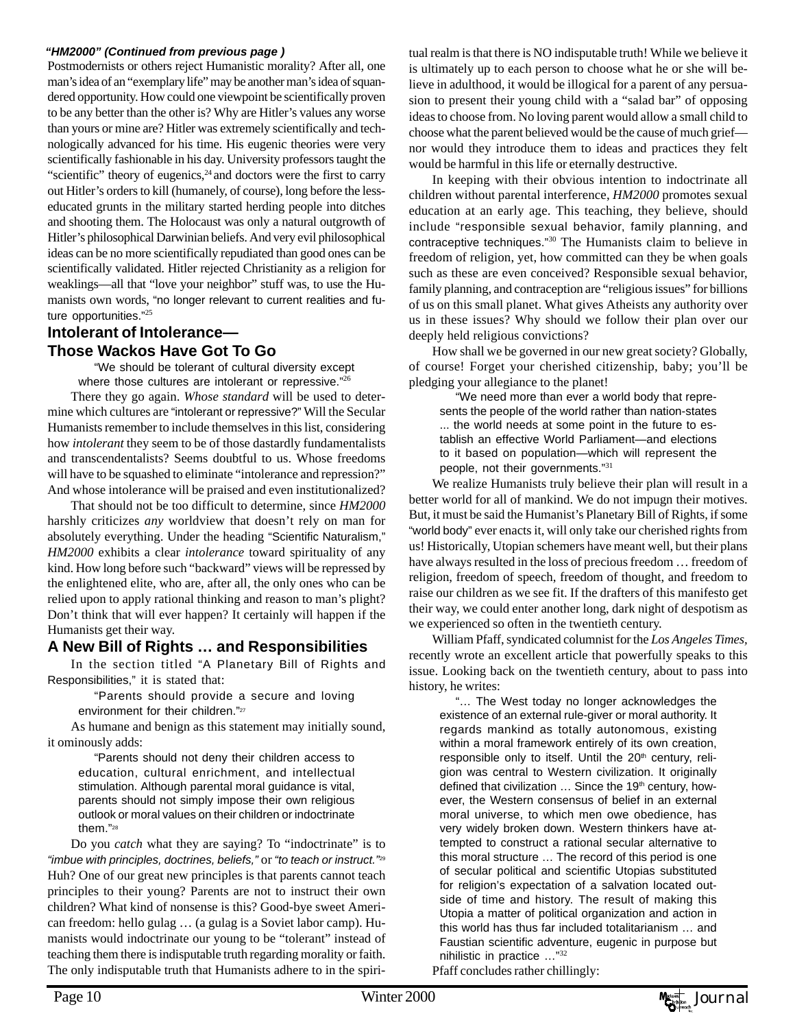*"HM2000" (Continued from previous page )*

Postmodernists or others reject Humanistic morality? After all, one man's idea of an "exemplary life" may be another man's idea of squandered opportunity. How could one viewpoint be scientifically proven to be any better than the other is? Why are Hitler's values any worse than yours or mine are? Hitler was extremely scientifically and technologically advanced for his time. His eugenic theories were very scientifically fashionable in his day. University professors taught the "scientific" theory of eugenics,[24] and doctors were the first to carry out Hitler's orders to kill (humanely, of course), long before the less-educated grunts in the military started herding people into ditches and shooting them. The Holocaust was only a natural outgrowth of Hitler's philosophical Darwinian beliefs. And very evil philosophical ideas can be no more scientifically repudiated than good ones can be scientifically validated. Hitler rejected Christianity as a religion for weaklings—all that "love your neighbor" stuff was, to use the Humanists own words, "no longer relevant to current realities and future opportunities."[25]

## Intolerant of Intolerance— Those Wackos Have Got To Go

> "We should be tolerant of cultural diversity except where those cultures are intolerant or repressive."[26]

There they go again. *Whose standard* will be used to determine which cultures are "intolerant or repressive?" Will the Secular Humanists remember to include themselves in this list, considering how *intolerant* they seem to be of those dastardly fundamentalists and transcendentalists? Seems doubtful to us. Whose freedoms will have to be squashed to eliminate "intolerance and repression?" And whose intolerance will be praised and even institutionalized?

That should not be too difficult to determine, since *HM2000* harshly criticizes *any* worldview that doesn't rely on man for absolutely everything. Under the heading "Scientific Naturalism," *HM2000* exhibits a clear *intolerance* toward spirituality of any kind. How long before such "backward" views will be repressed by the enlightened elite, who are, after all, the only ones who can be relied upon to apply rational thinking and reason to man's plight? Don't think that will ever happen? It certainly will happen if the Humanists get their way.

## A New Bill of Rights … and Responsibilities

In the section titled "A Planetary Bill of Rights and Responsibilities," it is stated that:

> "Parents should provide a secure and loving environment for their children."[27]

As humane and benign as this statement may initially sound, it ominously adds:

> "Parents should not deny their children access to education, cultural enrichment, and intellectual stimulation. Although parental moral guidance is vital, parents should not simply impose their own religious outlook or moral values on their children or indoctrinate them."[28]

Do you *catch* what they are saying? To "indoctrinate" is to *"imbue with principles, doctrines, beliefs,"* or *"to teach or instruct."*[29] Huh? One of our great new principles is that parents cannot teach principles to their young? Parents are not to instruct their own children? What kind of nonsense is this? Good-bye sweet American freedom: hello gulag … (a gulag is a Soviet labor camp). Humanists would indoctrinate our young to be "tolerant" instead of teaching them there is indisputable truth regarding morality or faith. The only indisputable truth that Humanists adhere to in the spiritual realm is that there is NO indisputable truth! While we believe it is ultimately up to each person to choose what he or she will believe in adulthood, it would be illogical for a parent of any persuasion to present their young child with a "salad bar" of opposing ideas to choose from. No loving parent would allow a small child to choose what the parent believed would be the cause of much grief—nor would they introduce them to ideas and practices they felt would be harmful in this life or eternally destructive.

In keeping with their obvious intention to indoctrinate all children without parental interference, *HM2000* promotes sexual education at an early age. This teaching, they believe, should include "responsible sexual behavior, family planning, and contraceptive techniques."[30] The Humanists claim to believe in freedom of religion, yet, how committed can they be when goals such as these are even conceived? Responsible sexual behavior, family planning, and contraception are "religious issues" for billions of us on this small planet. What gives Atheists any authority over us in these issues? Why should we follow their plan over our deeply held religious convictions?

How shall we be governed in our new great society? Globally, of course! Forget your cherished citizenship, baby; you'll be pledging your allegiance to the planet!

> "We need more than ever a world body that represents the people of the world rather than nation-states ... the world needs at some point in the future to establish an effective World Parliament—and elections to it based on population—which will represent the people, not their governments."[31]

We realize Humanists truly believe their plan will result in a better world for all of mankind. We do not impugn their motives. But, it must be said the Humanist's Planetary Bill of Rights, if some "world body" ever enacts it, will only take our cherished rights from us! Historically, Utopian schemers have meant well, but their plans have always resulted in the loss of precious freedom … freedom of religion, freedom of speech, freedom of thought, and freedom to raise our children as we see fit. If the drafters of this manifesto get their way, we could enter another long, dark night of despotism as we experienced so often in the twentieth century.

William Pfaff, syndicated columnist for the *Los Angeles Times*, recently wrote an excellent article that powerfully speaks to this issue. Looking back on the twentieth century, about to pass into history, he writes:

> "… The West today no longer acknowledges the existence of an external rule-giver or moral authority. It regards mankind as totally autonomous, existing within a moral framework entirely of its own creation, responsible only to itself. Until the 20th century, religion was central to Western civilization. It originally defined that civilization … Since the 19th century, however, the Western consensus of belief in an external moral universe, to which men owe obedience, has very widely broken down. Western thinkers have attempted to construct a rational secular alternative to this moral structure … The record of this period is one of secular political and scientific Utopias substituted for religion's expectation of a salvation located outside of time and history. The result of making this Utopia a matter of political organization and action in this world has thus far included totalitarianism … and Faustian scientific adventure, eugenic in purpose but nihilistic in practice …"[32]

Pfaff concludes rather chillingly: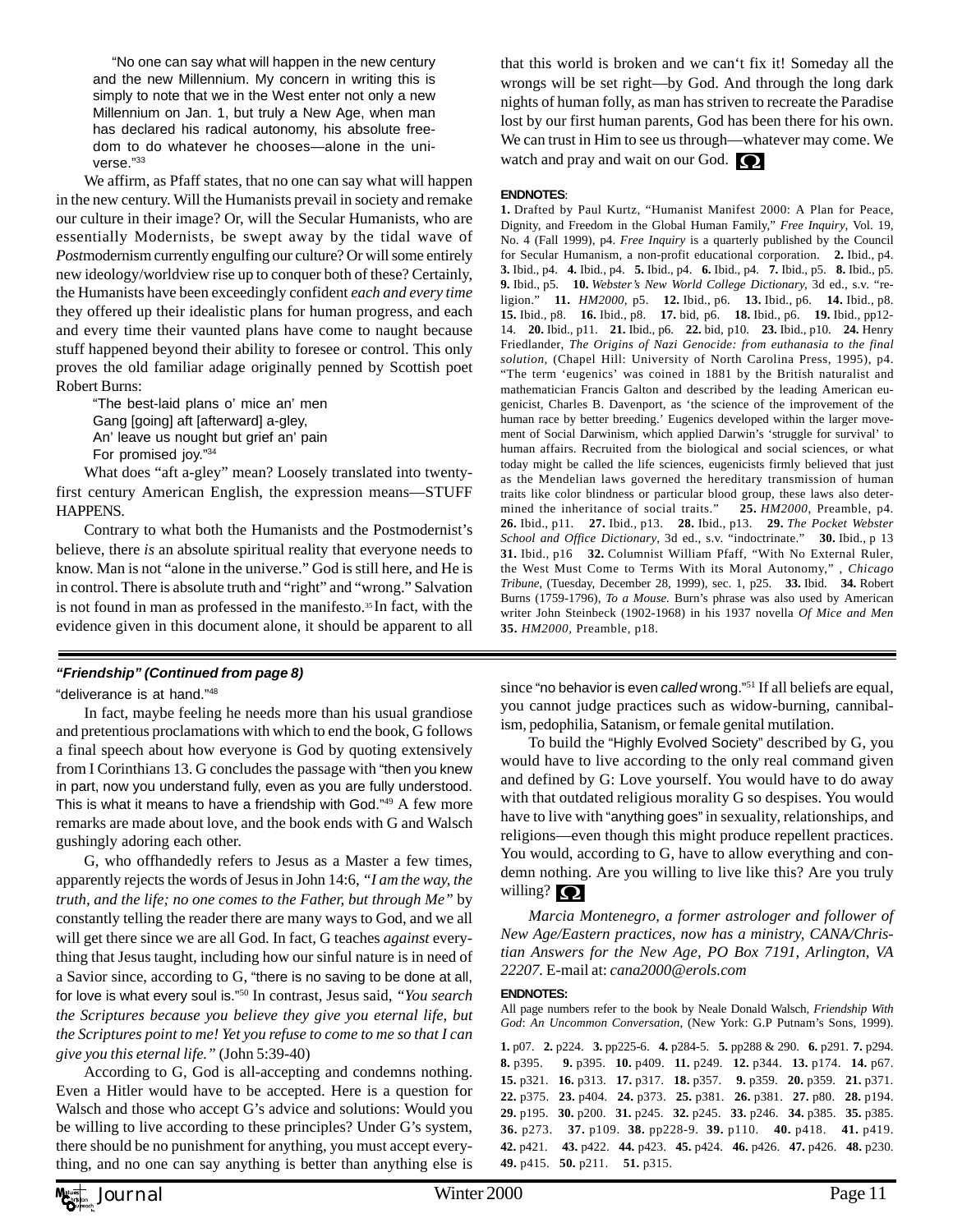> "No one can say what will happen in the new century and the new Millennium. My concern in writing this is simply to note that we in the West enter not only a new Millennium on Jan. 1, but truly a New Age, when man has declared his radical autonomy, his absolute freedom to do whatever he chooses—alone in the universe."[33]

We affirm, as Pfaff states, that no one can say what will happen in the new century. Will the Humanists prevail in society and remake our culture in their image? Or, will the Secular Humanists, who are essentially Modernists, be swept away by the tidal wave of *Post*modernism currently engulfing our culture? Or will some entirely new ideology/worldview rise up to conquer both of these? Certainly, the Humanists have been exceedingly confident *each and every time* they offered up their idealistic plans for human progress, and each and every time their vaunted plans have come to naught because stuff happened beyond their ability to foresee or control. This only proves the old familiar adage originally penned by Scottish poet Robert Burns:

> "The best-laid plans o' mice an' men
> Gang [going] aft [afterward] a-gley,
> An' leave us nought but grief an' pain
> For promised joy."[34]

What does "aft a-gley" mean? Loosely translated into twenty-first century American English, the expression means—STUFF HAPPENS.

Contrary to what both the Humanists and the Postmodernist's believe, there *is* an absolute spiritual reality that everyone needs to know. Man is not "alone in the universe." God is still here, and He is in control. There is absolute truth and "right" and "wrong." Salvation is not found in man as professed in the manifesto.[35] In fact, with the evidence given in this document alone, it should be apparent to all that this world is broken and we can't fix it! Someday all the wrongs will be set right—by God. And through the long dark nights of human folly, as man has striven to recreate the Paradise lost by our first human parents, God has been there for his own. We can trust in Him to see us through—whatever may come. We watch and pray and wait on our God. Ω

**ENDNOTES**:

**1.** Drafted by Paul Kurtz, "Humanist Manifest 2000: A Plan for Peace, Dignity, and Freedom in the Global Human Family," *Free Inquiry*, Vol. 19, No. 4 (Fall 1999), p4. *Free Inquiry* is a quarterly published by the Council for Secular Humanism, a non-profit educational corporation. **2.** Ibid., p4. **3.** Ibid., p4. **4.** Ibid., p4. **5.** Ibid., p4. **6.** Ibid., p4. **7.** Ibid., p5. **8.** Ibid., p5. **9.** Ibid., p5. **10.** *Webster's New World College Dictionary*, 3d ed., s.v. "religion." **11.** *HM2000*, p5. **12.** Ibid., p6. **13.** Ibid., p6. **14.** Ibid., p8. **15.** Ibid., p8. **16.** Ibid., p8. **17.** bid, p6. **18.** Ibid., p6. **19.** Ibid., pp12-14. **20.** Ibid., p11. **21.** Ibid., p6. **22.** bid, p10. **23.** Ibid., p10. **24.** Henry Friedlander, *The Origins of Nazi Genocide: from euthanasia to the final solution*, (Chapel Hill: University of North Carolina Press, 1995), p4. "The term 'eugenics' was coined in 1881 by the British naturalist and mathematician Francis Galton and described by the leading American eugenicist, Charles B. Davenport, as 'the science of the improvement of the human race by better breeding.' Eugenics developed within the larger movement of Social Darwinism, which applied Darwin's 'struggle for survival' to human affairs. Recruited from the biological and social sciences, or what today might be called the life sciences, eugenicists firmly believed that just as the Mendelian laws governed the hereditary transmission of human traits like color blindness or particular blood group, these laws also determined the inheritance of social traits." **25.** *HM2000*, Preamble, p4. **26.** Ibid., p11. **27.** Ibid., p13. **28.** Ibid., p13. **29.** *The Pocket Webster School and Office Dictionary*, 3d ed., s.v. "indoctrinate." **30.** Ibid., p 13 **31.** Ibid., p16 **32.** Columnist William Pfaff, "With No External Ruler, the West Must Come to Terms With its Moral Autonomy," , *Chicago Tribune*, (Tuesday, December 28, 1999), sec. 1, p25. **33.** Ibid. **34.** Robert Burns (1759-1796), *To a Mouse.* Burn's phrase was also used by American writer John Steinbeck (1902-1968) in his 1937 novella *Of Mice and Men* **35.** *HM2000*, Preamble, p18.

---

***"Friendship" (Continued from page 8)***

"deliverance is at hand."[48]

In fact, maybe feeling he needs more than his usual grandiose and pretentious proclamations with which to end the book, G follows a final speech about how everyone is God by quoting extensively from I Corinthians 13. G concludes the passage with "then you knew in part, now you understand fully, even as you are fully understood. This is what it means to have a friendship with God."[49] A few more remarks are made about love, and the book ends with G and Walsch gushingly adoring each other.

G, who offhandedly refers to Jesus as a Master a few times, apparently rejects the words of Jesus in John 14:6, *"I am the way, the truth, and the life; no one comes to the Father, but through Me"* by constantly telling the reader there are many ways to God, and we all will get there since we are all God. In fact, G teaches *against* everything that Jesus taught, including how our sinful nature is in need of a Savior since, according to G, "there is no saving to be done at all, for love is what every soul is."[50] In contrast, Jesus said, *"You search the Scriptures because you believe they give you eternal life, but the Scriptures point to me! Yet you refuse to come to me so that I can give you this eternal life."* (John 5:39-40)

According to G, God is all-accepting and condemns nothing. Even a Hitler would have to be accepted. Here is a question for Walsch and those who accept G's advice and solutions: Would you be willing to live according to these principles? Under G's system, there should be no punishment for anything, you must accept everything, and no one can say anything is better than anything else is since "no behavior is even *called* wrong."[51] If all beliefs are equal, you cannot judge practices such as widow-burning, cannibalism, pedophilia, Satanism, or female genital mutilation.

To build the "Highly Evolved Society" described by G, you would have to live according to the only real command given and defined by G: Love yourself. You would have to do away with that outdated religious morality G so despises. You would have to live with "anything goes" in sexuality, relationships, and religions—even though this might produce repellent practices. You would, according to G, have to allow everything and condemn nothing. Are you willing to live like this? Are you truly willing? Ω

*Marcia Montenegro, a former astrologer and follower of New Age/Eastern practices, now has a ministry, CANA/Christian Answers for the New Age, PO Box 7191, Arlington, VA 22207.* E-mail at: *cana2000@erols.com*

**ENDNOTES:**

All page numbers refer to the book by Neale Donald Walsch, *Friendship With God*: *An Uncommon Conversation*, (New York: G.P Putnam's Sons, 1999).

**1.** p07. **2.** p224. **3.** pp225-6. **4.** p284-5. **5.** pp288 & 290. **6.** p291. **7.** p294. **8.** p395. **9.** p395. **10.** p409. **11.** p249. **12.** p344. **13.** p174. **14.** p67. **15.** p321. **16.** p313. **17.** p317. **18.** p357. **9.** p359. **20.** p359. **21.** p371. **22.** p375. **23.** p404. **24.** p373. **25.** p381. **26.** p381. **27.** p80. **28.** p194. **29.** p195. **30.** p200. **31.** p245. **32.** p245. **33.** p246. **34.** p385. **35.** p385. **36.** p273. **37.** p109. **38.** pp228-9. **39.** p110. **40.** p418. **41.** p419. **42.** p421. **43.** p422. **44.** p423. **45.** p424. **46.** p426. **47.** p426. **48.** p230. **49.** p415. **50.** p211. **51.** p315.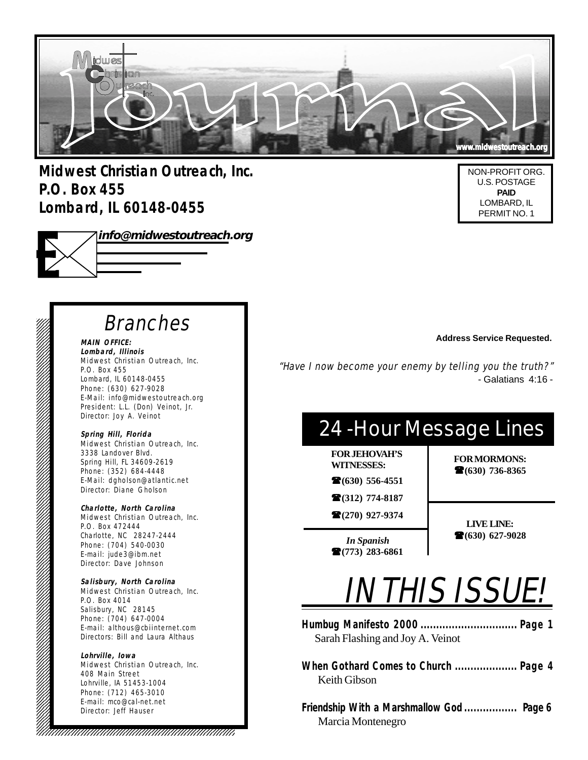# Journal

Midwest Christian Outreach Inc.

www.midwestoutreach.org

**Midwest Christian Outreach, Inc.**
**P.O. Box 455**
**Lombard, IL 60148-0455**

NON-PROFIT ORG.
U.S. POSTAGE
**PAID**
LOMBARD, IL
PERMIT NO. 1

E **info@midwestoutreach.org**

## Branches

**MAIN OFFICE:**
**Lombard, Illinois**
Midwest Christian Outreach, Inc.
P.O. Box 455
Lombard, IL 60148-0455
Phone: (630) 627-9028
E-Mail: info@midwestoutreach.org
President: L.L. (Don) Veinot, Jr.
Director: Joy A. Veinot

**Spring Hill, Florida**
Midwest Christian Outreach, Inc.
3338 Landover Blvd.
Spring Hill, FL 34609-2619
Phone: (352) 684-4448
E-Mail: dgholson@atlantic.net
Director: Diane Gholson

**Charlotte, North Carolina**
Midwest Christian Outreach, Inc.
P.O. Box 472444
Charlotte, NC 28247-2444
Phone: (704) 540-0030
E-mail: jude3@ibm.net
Director: Dave Johnson

**Salisbury, North Carolina**
Midwest Christian Outreach, Inc.
P.O. Box 4014
Salisbury, NC 28145
Phone: (704) 647-0004
E-mail: althous@cbiinternet.com
Directors: Bill and Laura Althaus

**Lohrville, Iowa**
Midwest Christian Outreach, Inc.
408 Main Street
Lohrville, IA 51453-1004
Phone: (712) 465-3010
E-mail: mco@cal-net.net
Director: Jeff Hauser

**Address Service Requested.**

*"Have I now become your enemy by telling you the truth?"*
- Galatians 4:16 -

## 24 -Hour Message Lines

**FOR JEHOVAH'S WITNESSES:**
**☎(630) 556-4551**
**☎(312) 774-8187**
**☎(270) 927-9374**

***In Spanish***
**☎(773) 283-6861**

**FOR MORMONS:**
**☎(630) 736-8365**

**LIVE LINE:**
**☎(630) 627-9028**

## IN THIS ISSUE!

**Humbug Manifesto 2000 ............................... Page 1**
Sarah Flashing and Joy A. Veinot

**When Gothard Comes to Church .................... Page 4**
Keith Gibson

**Friendship With a Marshmallow God ................. Page 6**
Marcia Montenegro